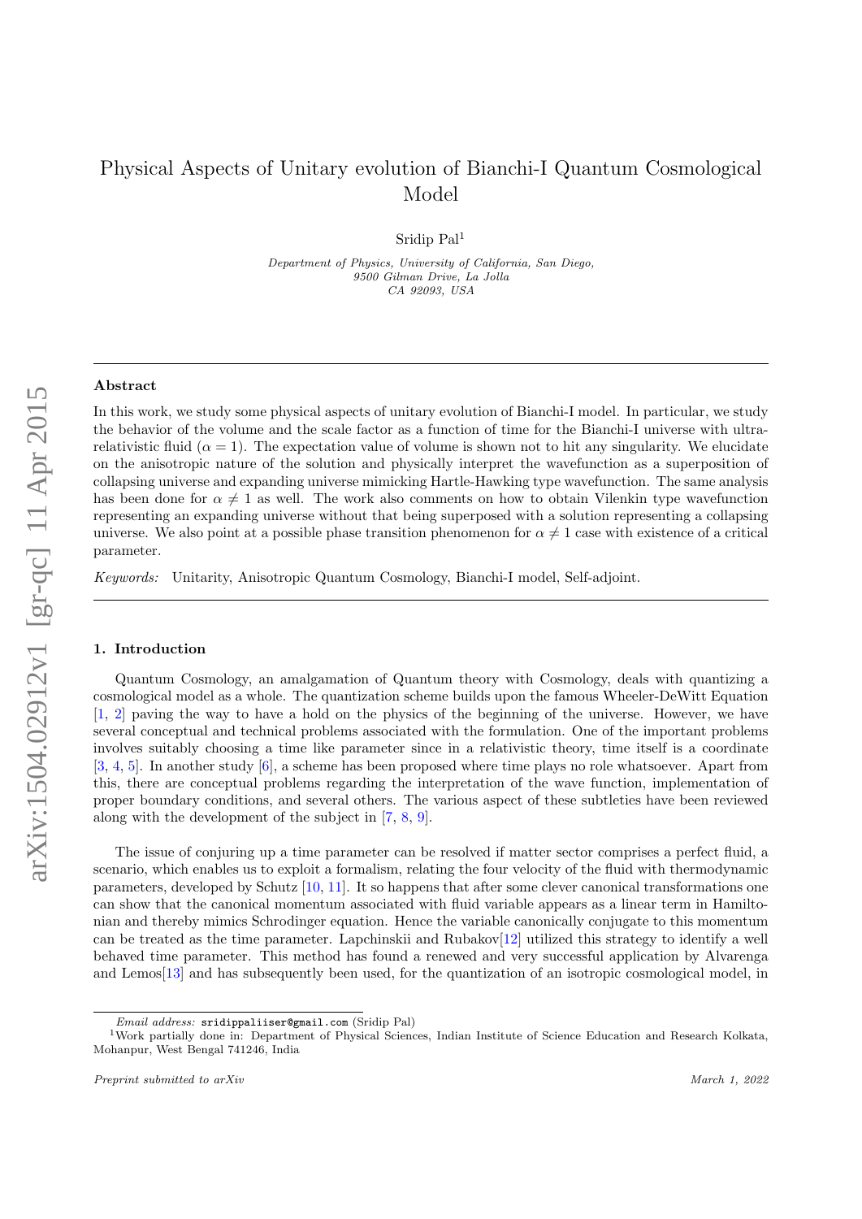# Physical Aspects of Unitary evolution of Bianchi-I Quantum Cosmological Model

Sridip Pal[1]

*Department of Physics, University of California, San Diego,*
*9500 Gilman Drive, La Jolla*
*CA 92093, USA*

---

## Abstract

In this work, we study some physical aspects of unitary evolution of Bianchi-I model. In particular, we study the behavior of the volume and the scale factor as a function of time for the Bianchi-I universe with ultra-relativistic fluid ($\alpha = 1$). The expectation value of volume is shown not to hit any singularity. We elucidate on the anisotropic nature of the solution and physically interpret the wavefunction as a superposition of collapsing universe and expanding universe mimicking Hartle-Hawking type wavefunction. The same analysis has been done for $\alpha \neq 1$ as well. The work also comments on how to obtain Vilenkin type wavefunction representing an expanding universe without that being superposed with a solution representing a collapsing universe. We also point at a possible phase transition phenomenon for $\alpha \neq 1$ case with existence of a critical parameter.

*Keywords:* Unitarity, Anisotropic Quantum Cosmology, Bianchi-I model, Self-adjoint.

---

## 1. Introduction

Quantum Cosmology, an amalgamation of Quantum theory with Cosmology, deals with quantizing a cosmological model as a whole. The quantization scheme builds upon the famous Wheeler-DeWitt Equation [1, 2] paving the way to have a hold on the physics of the beginning of the universe. However, we have several conceptual and technical problems associated with the formulation. One of the important problems involves suitably choosing a time like parameter since in a relativistic theory, time itself is a coordinate [3, 4, 5]. In another study [6], a scheme has been proposed where time plays no role whatsoever. Apart from this, there are conceptual problems regarding the interpretation of the wave function, implementation of proper boundary conditions, and several others. The various aspect of these subtleties have been reviewed along with the development of the subject in [7, 8, 9].

The issue of conjuring up a time parameter can be resolved if matter sector comprises a perfect fluid, a scenario, which enables us to exploit a formalism, relating the four velocity of the fluid with thermodynamic parameters, developed by Schutz [10, 11]. It so happens that after some clever canonical transformations one can show that the canonical momentum associated with fluid variable appears as a linear term in Hamiltonian and thereby mimics Schrodinger equation. Hence the variable canonically conjugate to this momentum can be treated as the time parameter. Lapchinskii and Rubakov[12] utilized this strategy to identify a well behaved time parameter. This method has found a renewed and very successful application by Alvarenga and Lemos[13] and has subsequently been used, for the quantization of an isotropic cosmological model, in

---

*Email address:* sridippaliiser@gmail.com (Sridip Pal)

[1] Work partially done in: Department of Physical Sciences, Indian Institute of Science Education and Research Kolkata, Mohanpur, West Bengal 741246, India

*Preprint submitted to arXiv* — *March 1, 2022*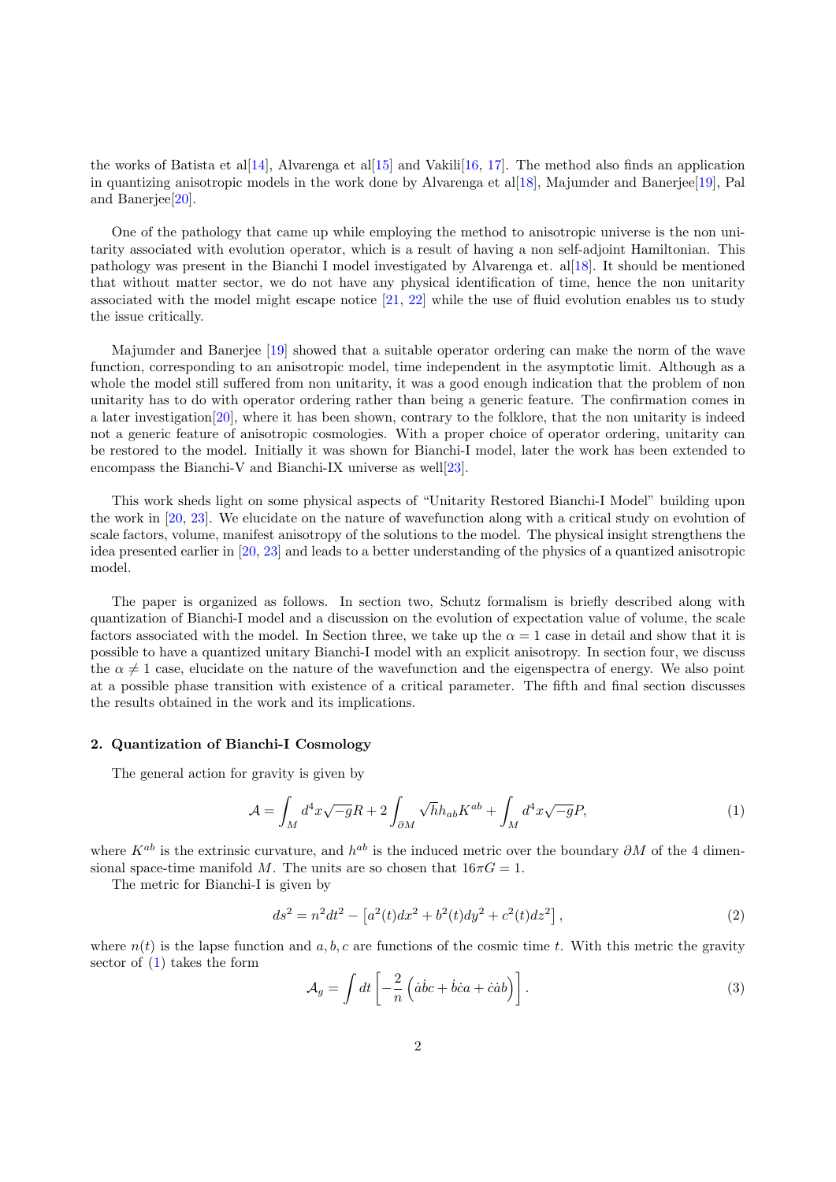the works of Batista et al[14], Alvarenga et al[15] and Vakili[16, 17]. The method also finds an application in quantizing anisotropic models in the work done by Alvarenga et al[18], Majumder and Banerjee[19], Pal and Banerjee[20].

One of the pathology that came up while employing the method to anisotropic universe is the non unitarity associated with evolution operator, which is a result of having a non self-adjoint Hamiltonian. This pathology was present in the Bianchi I model investigated by Alvarenga et. al[18]. It should be mentioned that without matter sector, we do not have any physical identification of time, hence the non unitarity associated with the model might escape notice [21, 22] while the use of fluid evolution enables us to study the issue critically.

Majumder and Banerjee [19] showed that a suitable operator ordering can make the norm of the wave function, corresponding to an anisotropic model, time independent in the asymptotic limit. Although as a whole the model still suffered from non unitarity, it was a good enough indication that the problem of non unitarity has to do with operator ordering rather than being a generic feature. The confirmation comes in a later investigation[20], where it has been shown, contrary to the folklore, that the non unitarity is indeed not a generic feature of anisotropic cosmologies. With a proper choice of operator ordering, unitarity can be restored to the model. Initially it was shown for Bianchi-I model, later the work has been extended to encompass the Bianchi-V and Bianchi-IX universe as well[23].

This work sheds light on some physical aspects of "Unitarity Restored Bianchi-I Model" building upon the work in [20, 23]. We elucidate on the nature of wavefunction along with a critical study on evolution of scale factors, volume, manifest anisotropy of the solutions to the model. The physical insight strengthens the idea presented earlier in [20, 23] and leads to a better understanding of the physics of a quantized anisotropic model.

The paper is organized as follows. In section two, Schutz formalism is briefly described along with quantization of Bianchi-I model and a discussion on the evolution of expectation value of volume, the scale factors associated with the model. In Section three, we take up the $\alpha = 1$ case in detail and show that it is possible to have a quantized unitary Bianchi-I model with an explicit anisotropy. In section four, we discuss the $\alpha \neq 1$ case, elucidate on the nature of the wavefunction and the eigenspectra of energy. We also point at a possible phase transition with existence of a critical parameter. The fifth and final section discusses the results obtained in the work and its implications.

## 2. Quantization of Bianchi-I Cosmology

The general action for gravity is given by

$$\mathcal{A} = \int_M d^4x\sqrt{-g}R + 2\int_{\partial M}\sqrt{h}h_{ab}K^{ab} + \int_M d^4x\sqrt{-g}P, \tag{1}$$

where $K^{ab}$ is the extrinsic curvature, and $h^{ab}$ is the induced metric over the boundary $\partial M$ of the 4 dimensional space-time manifold $M$. The units are so chosen that $16\pi G = 1$.

The metric for Bianchi-I is given by

$$ds^2 = n^2dt^2 - \left[a^2(t)dx^2 + b^2(t)dy^2 + c^2(t)dz^2\right], \tag{2}$$

where $n(t)$ is the lapse function and $a, b, c$ are functions of the cosmic time $t$. With this metric the gravity sector of (1) takes the form

$$\mathcal{A}_g = \int dt\left[-\frac{2}{n}\left(\dot{a}\dot{b}c + \dot{b}\dot{c}a + \dot{c}\dot{a}b\right)\right]. \tag{3}$$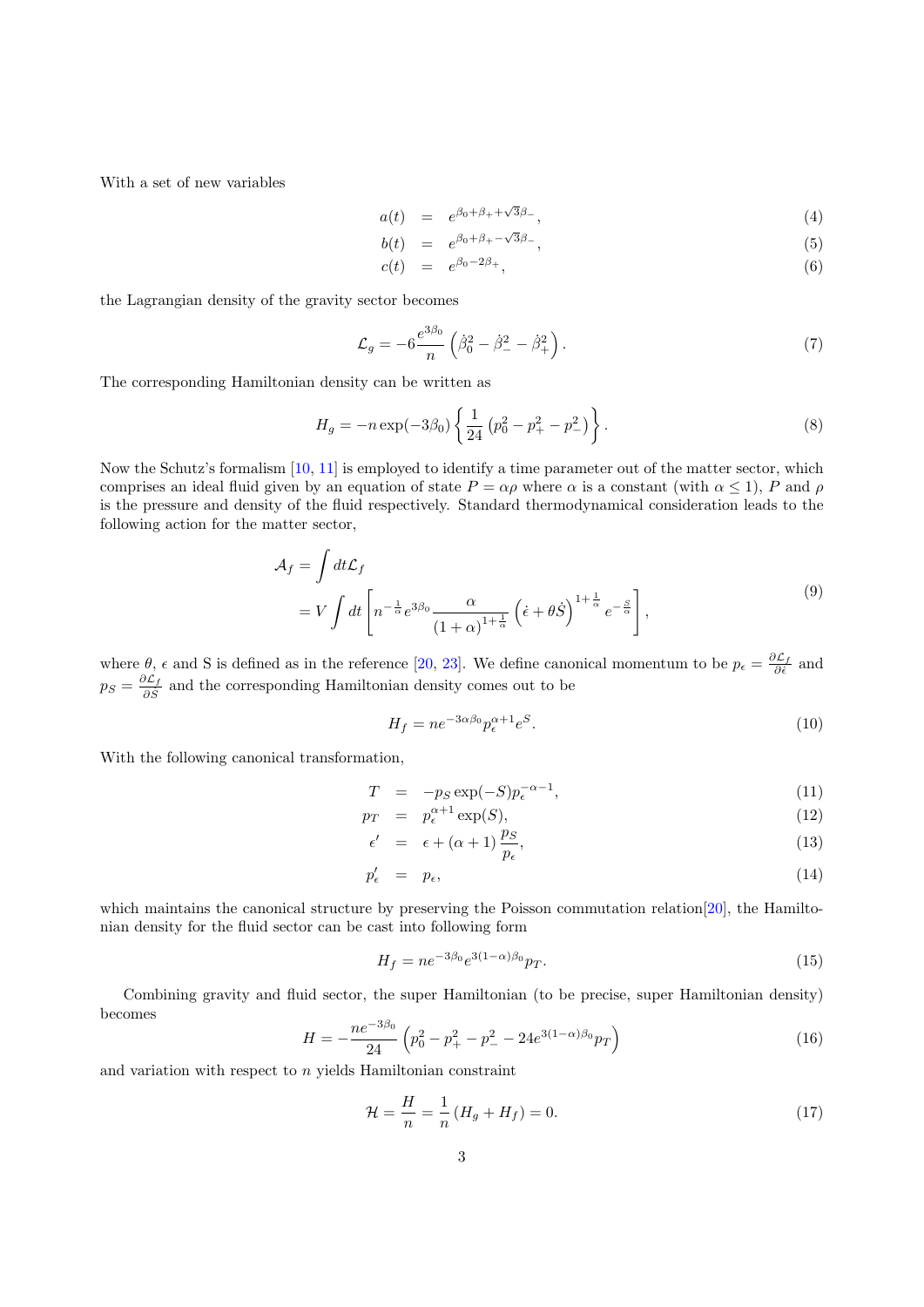With a set of new variables

$$a(t) = e^{\beta_0+\beta_+ + \sqrt{3}\beta_-}, \tag{4}$$

$$b(t) = e^{\beta_0+\beta_+ - \sqrt{3}\beta_-}, \tag{5}$$

$$c(t) = e^{\beta_0 - 2\beta_+}, \tag{6}$$

the Lagrangian density of the gravity sector becomes

$$\mathcal{L}_g = -6\frac{e^{3\beta_0}}{n}\left(\dot{\beta}_0^2 - \dot{\beta}_-^2 - \dot{\beta}_+^2\right). \tag{7}$$

The corresponding Hamiltonian density can be written as

$$H_g = -n\exp(-3\beta_0)\left\{\frac{1}{24}\left(p_0^2 - p_+^2 - p_-^2\right)\right\}. \tag{8}$$

Now the Schutz's formalism [10, 11] is employed to identify a time parameter out of the matter sector, which comprises an ideal fluid given by an equation of state $P = \alpha\rho$ where $\alpha$ is a constant (with $\alpha \leq 1$), $P$ and $\rho$ is the pressure and density of the fluid respectively. Standard thermodynamical consideration leads to the following action for the matter sector,

$$\begin{aligned}\mathcal{A}_f &= \int dt\mathcal{L}_f \\ &= V\int dt\left[n^{-\frac{1}{\alpha}}e^{3\beta_0}\frac{\alpha}{(1+\alpha)^{1+\frac{1}{\alpha}}}\left(\dot{\epsilon}+\theta\dot{S}\right)^{1+\frac{1}{\alpha}}e^{-\frac{S}{\alpha}}\right],\end{aligned} \tag{9}$$

where $\theta$, $\epsilon$ and S is defined as in the reference [20, 23]. We define canonical momentum to be $p_\epsilon = \frac{\partial\mathcal{L}_f}{\partial\dot{\epsilon}}$ and $p_S = \frac{\partial\mathcal{L}_f}{\partial\dot{S}}$ and the corresponding Hamiltonian density comes out to be

$$H_f = ne^{-3\alpha\beta_0}p_\epsilon^{\alpha+1}e^S. \tag{10}$$

With the following canonical transformation,

$$T = -p_S\exp(-S)p_\epsilon^{-\alpha-1}, \tag{11}$$

$$p_T = p_\epsilon^{\alpha+1}\exp(S), \tag{12}$$

$$\epsilon' = \epsilon + (\alpha+1)\frac{p_S}{p_\epsilon}, \tag{13}$$

$$p_\epsilon' = p_\epsilon, \tag{14}$$

which maintains the canonical structure by preserving the Poisson commutation relation[20], the Hamiltonian density for the fluid sector can be cast into following form

$$H_f = ne^{-3\beta_0}e^{3(1-\alpha)\beta_0}p_T. \tag{15}$$

Combining gravity and fluid sector, the super Hamiltonian (to be precise, super Hamiltonian density) becomes

$$H = -\frac{ne^{-3\beta_0}}{24}\left(p_0^2 - p_+^2 - p_-^2 - 24e^{3(1-\alpha)\beta_0}p_T\right) \tag{16}$$

and variation with respect to $n$ yields Hamiltonian constraint

$$\mathcal{H} = \frac{H}{n} = \frac{1}{n}\left(H_g + H_f\right) = 0. \tag{17}$$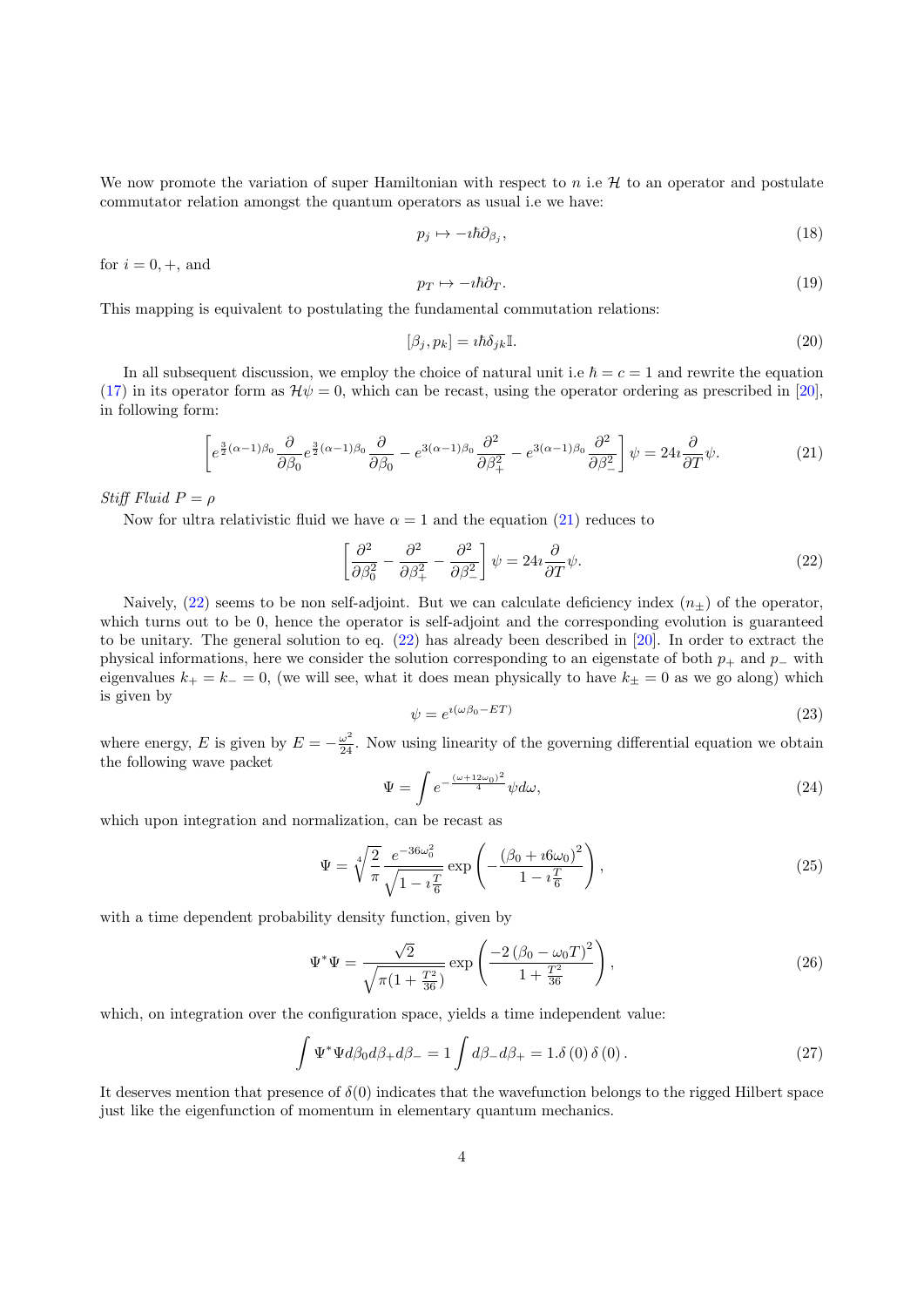We now promote the variation of super Hamiltonian with respect to $n$ i.e $\mathcal{H}$ to an operator and postulate commutator relation amongst the quantum operators as usual i.e we have:

$$p_j \mapsto -\imath\hbar\partial_{\beta_j}, \tag{18}$$

for $i = 0, +$, and

$$p_T \mapsto -\imath\hbar\partial_T. \tag{19}$$

This mapping is equivalent to postulating the fundamental commutation relations:

$$[\beta_j, p_k] = \imath\hbar\delta_{jk}\mathbb{I}. \tag{20}$$

In all subsequent discussion, we employ the choice of natural unit i.e $\hbar = c = 1$ and rewrite the equation (17) in its operator form as $\mathcal{H}\psi = 0$, which can be recast, using the operator ordering as prescribed in [20], in following form:

$$\left[e^{\frac{3}{2}(\alpha-1)\beta_0}\frac{\partial}{\partial\beta_0}e^{\frac{3}{2}(\alpha-1)\beta_0}\frac{\partial}{\partial\beta_0} - e^{3(\alpha-1)\beta_0}\frac{\partial^2}{\partial\beta_+^2} - e^{3(\alpha-1)\beta_0}\frac{\partial^2}{\partial\beta_-^2}\right]\psi = 24\imath\frac{\partial}{\partial T}\psi. \tag{21}$$

*Stiff Fluid $P = \rho$*

Now for ultra relativistic fluid we have $\alpha = 1$ and the equation (21) reduces to

$$\left[\frac{\partial^2}{\partial\beta_0^2} - \frac{\partial^2}{\partial\beta_+^2} - \frac{\partial^2}{\partial\beta_-^2}\right]\psi = 24\imath\frac{\partial}{\partial T}\psi. \tag{22}$$

Naively, (22) seems to be non self-adjoint. But we can calculate deficiency index ($n_\pm$) of the operator, which turns out to be 0, hence the operator is self-adjoint and the corresponding evolution is guaranteed to be unitary. The general solution to eq. (22) has already been described in [20]. In order to extract the physical informations, here we consider the solution corresponding to an eigenstate of both $p_+$ and $p_-$ with eigenvalues $k_+ = k_- = 0$, (we will see, what it does mean physically to have $k_\pm = 0$ as we go along) which is given by

$$\psi = e^{\imath(\omega\beta_0 - ET)} \tag{23}$$

where energy, $E$ is given by $E = -\frac{\omega^2}{24}$. Now using linearity of the governing differential equation we obtain the following wave packet

$$\Psi = \int e^{-\frac{(\omega+12\omega_0)^2}{4}}\psi d\omega, \tag{24}$$

which upon integration and normalization, can be recast as

$$\Psi = \sqrt[4]{\frac{2}{\pi}}\frac{e^{-36\omega_0^2}}{\sqrt{1-\imath\frac{T}{6}}}\exp\left(-\frac{\left(\beta_0 + \imath 6\omega_0\right)^2}{1-\imath\frac{T}{6}}\right), \tag{25}$$

with a time dependent probability density function, given by

$$\Psi^*\Psi = \frac{\sqrt{2}}{\sqrt{\pi(1+\frac{T^2}{36})}}\exp\left(\frac{-2\left(\beta_0 - \omega_0 T\right)^2}{1+\frac{T^2}{36}}\right), \tag{26}$$

which, on integration over the configuration space, yields a time independent value:

$$\int \Psi^*\Psi d\beta_0 d\beta_+ d\beta_- = 1\int d\beta_- d\beta_+ = 1.\delta\left(0\right)\delta\left(0\right). \tag{27}$$

It deserves mention that presence of $\delta(0)$ indicates that the wavefunction belongs to the rigged Hilbert space just like the eigenfunction of momentum in elementary quantum mechanics.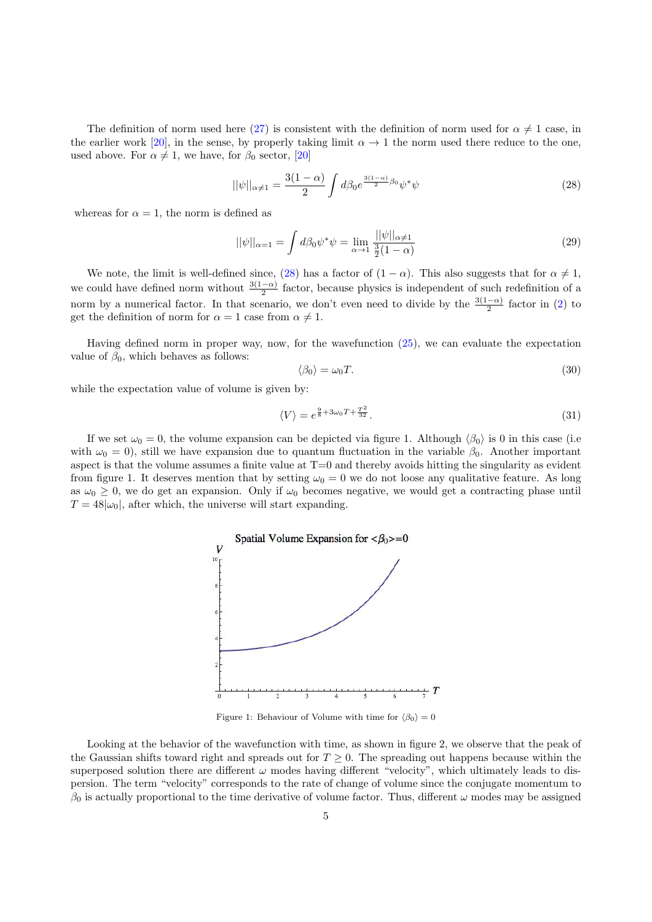The definition of norm used here (27) is consistent with the definition of norm used for $\alpha \neq 1$ case, in the earlier work [20], in the sense, by properly taking limit $\alpha \to 1$ the norm used there reduce to the one, used above. For $\alpha \neq 1$, we have, for $\beta_0$ sector, [20]

$$||\psi||_{\alpha\neq 1} = \frac{3(1-\alpha)}{2} \int d\beta_0 e^{\frac{3(1-\alpha)}{2}\beta_0} \psi^* \psi \tag{28}$$

whereas for $\alpha = 1$, the norm is defined as

$$||\psi||_{\alpha=1} = \int d\beta_0 \psi^* \psi = \lim_{\alpha \to 1} \frac{||\psi||_{\alpha\neq 1}}{\frac{3}{2}(1-\alpha)} \tag{29}$$

We note, the limit is well-defined since, (28) has a factor of $(1-\alpha)$. This also suggests that for $\alpha \neq 1$, we could have defined norm without $\frac{3(1-\alpha)}{2}$ factor, because physics is independent of such redefinition of a norm by a numerical factor. In that scenario, we don't even need to divide by the $\frac{3(1-\alpha)}{2}$ factor in (2) to get the definition of norm for $\alpha = 1$ case from $\alpha \neq 1$.

Having defined norm in proper way, now, for the wavefunction (25), we can evaluate the expectation value of $\beta_0$, which behaves as follows:

$$\langle \beta_0 \rangle = \omega_0 T. \tag{30}$$

while the expectation value of volume is given by:

$$\langle V \rangle = e^{\frac{9}{8} + 3\omega_0 T + \frac{T^2}{32}}. \tag{31}$$

If we set $\omega_0 = 0$, the volume expansion can be depicted via figure 1. Although $\langle \beta_0 \rangle$ is 0 in this case (i.e with $\omega_0 = 0$), still we have expansion due to quantum fluctuation in the variable $\beta_0$. Another important aspect is that the volume assumes a finite value at T=0 and thereby avoids hitting the singularity as evident from figure 1. It deserves mention that by setting $\omega_0 = 0$ we do not loose any qualitative feature. As long as $\omega_0 \geq 0$, we do get an expansion. Only if $\omega_0$ becomes negative, we would get a contracting phase until $T = 48|\omega_0|$, after which, the universe will start expanding.

Figure 1: Behaviour of Volume with time for $\langle \beta_0 \rangle = 0$

Looking at the behavior of the wavefunction with time, as shown in figure 2, we observe that the peak of the Gaussian shifts toward right and spreads out for $T \geq 0$. The spreading out happens because within the superposed solution there are different $\omega$ modes having different "velocity", which ultimately leads to dispersion. The term "velocity" corresponds to the rate of change of volume since the conjugate momentum to $\beta_0$ is actually proportional to the time derivative of volume factor. Thus, different $\omega$ modes may be assigned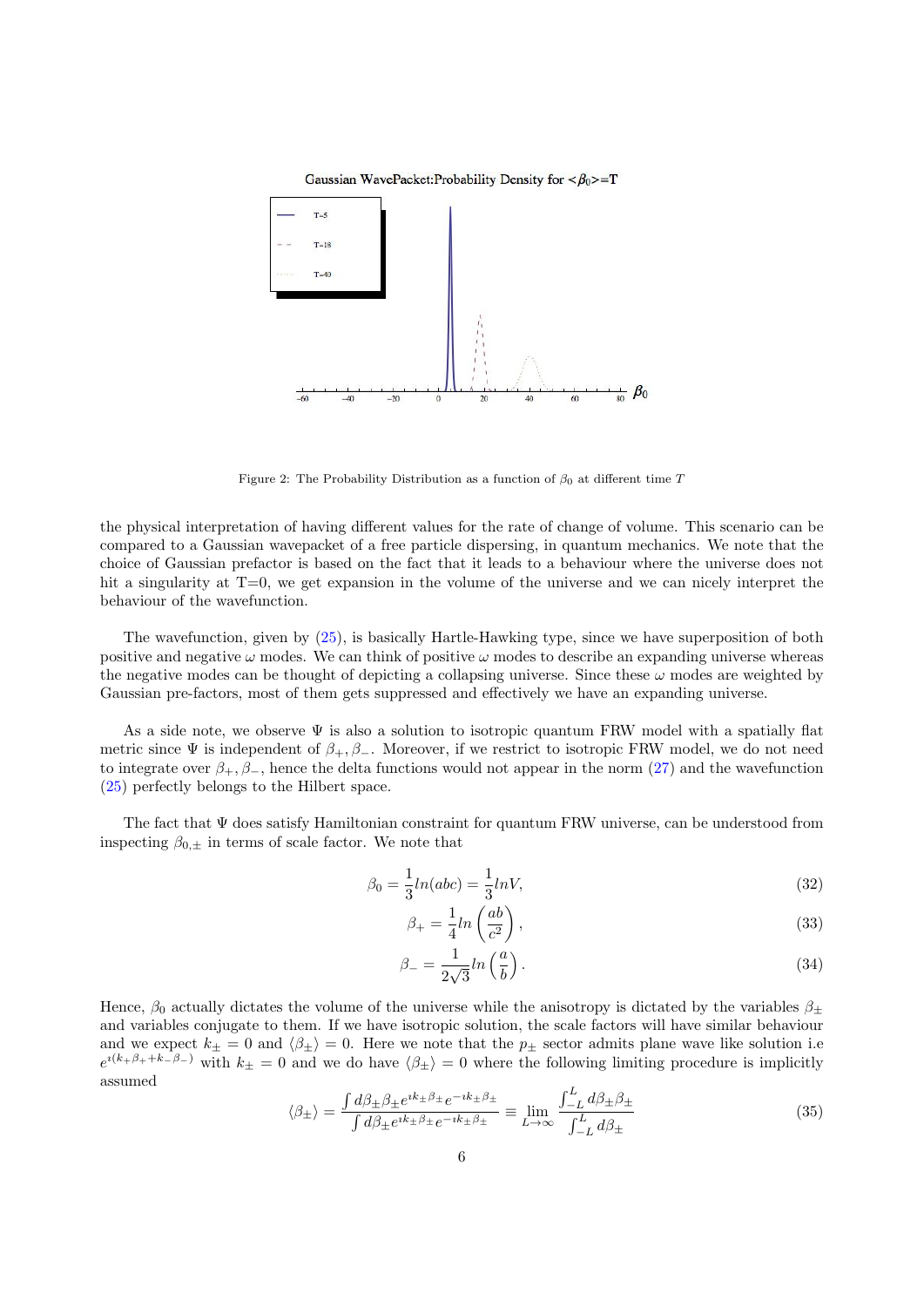Figure 2: The Probability Distribution as a function of $\beta_0$ at different time $T$

the physical interpretation of having different values for the rate of change of volume. This scenario can be compared to a Gaussian wavepacket of a free particle dispersing, in quantum mechanics. We note that the choice of Gaussian prefactor is based on the fact that it leads to a behaviour where the universe does not hit a singularity at T=0, we get expansion in the volume of the universe and we can nicely interpret the behaviour of the wavefunction.

The wavefunction, given by (25), is basically Hartle-Hawking type, since we have superposition of both positive and negative $\omega$ modes. We can think of positive $\omega$ modes to describe an expanding universe whereas the negative modes can be thought of depicting a collapsing universe. Since these $\omega$ modes are weighted by Gaussian pre-factors, most of them gets suppressed and effectively we have an expanding universe.

As a side note, we observe $\Psi$ is also a solution to isotropic quantum FRW model with a spatially flat metric since $\Psi$ is independent of $\beta_+, \beta_-$. Moreover, if we restrict to isotropic FRW model, we do not need to integrate over $\beta_+, \beta_-$, hence the delta functions would not appear in the norm (27) and the wavefunction (25) perfectly belongs to the Hilbert space.

The fact that $\Psi$ does satisfy Hamiltonian constraint for quantum FRW universe, can be understood from inspecting $\beta_{0,\pm}$ in terms of scale factor. We note that

$$\beta_0 = \frac{1}{3}ln(abc) = \frac{1}{3}lnV, \tag{32}$$

$$\beta_+ = \frac{1}{4}ln\left(\frac{ab}{c^2}\right), \tag{33}$$

$$\beta_- = \frac{1}{2\sqrt{3}}ln\left(\frac{a}{b}\right). \tag{34}$$

Hence, $\beta_0$ actually dictates the volume of the universe while the anisotropy is dictated by the variables $\beta_\pm$ and variables conjugate to them. If we have isotropic solution, the scale factors will have similar behaviour and we expect $k_\pm = 0$ and $\langle\beta_\pm\rangle = 0$. Here we note that the $p_\pm$ sector admits plane wave like solution i.e $e^{\imath(k_+\beta_+ + k_-\beta_-)}$ with $k_\pm = 0$ and we do have $\langle\beta_\pm\rangle = 0$ where the following limiting procedure is implicitly assumed

$$\langle\beta_\pm\rangle = \frac{\int d\beta_\pm \beta_\pm e^{\imath k_\pm \beta_\pm} e^{-\imath k_\pm \beta_\pm}}{\int d\beta_\pm e^{\imath k_\pm \beta_\pm} e^{-\imath k_\pm \beta_\pm}} \equiv \lim_{L\to\infty} \frac{\int_{-L}^{L} d\beta_\pm \beta_\pm}{\int_{-L}^{L} d\beta_\pm} \tag{35}$$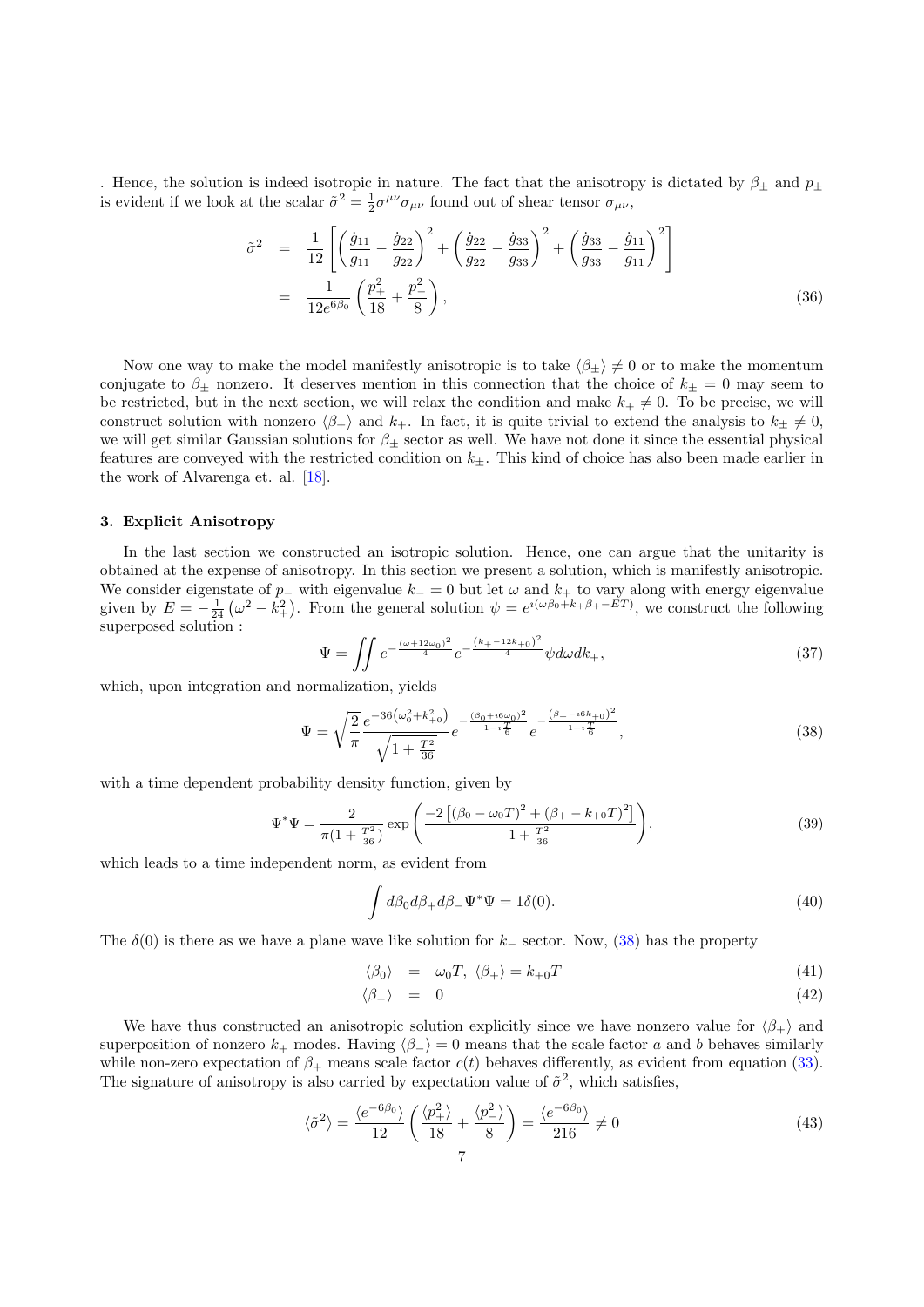. Hence, the solution is indeed isotropic in nature. The fact that the anisotropy is dictated by $\beta_\pm$ and $p_\pm$ is evident if we look at the scalar $\tilde{\sigma}^2 = \frac{1}{2}\sigma^{\mu\nu}\sigma_{\mu\nu}$ found out of shear tensor $\sigma_{\mu\nu}$,

$$
\begin{aligned}
\tilde{\sigma}^2 &= \frac{1}{12}\left[\left(\frac{\dot{g}_{11}}{g_{11}} - \frac{\dot{g}_{22}}{g_{22}}\right)^2 + \left(\frac{\dot{g}_{22}}{g_{22}} - \frac{\dot{g}_{33}}{g_{33}}\right)^2 + \left(\frac{\dot{g}_{33}}{g_{33}} - \frac{\dot{g}_{11}}{g_{11}}\right)^2\right] \\
&= \frac{1}{12e^{6\beta_0}}\left(\frac{p_+^2}{18} + \frac{p_-^2}{8}\right),
\end{aligned}
\tag{36}
$$

Now one way to make the model manifestly anisotropic is to take $\langle\beta_\pm\rangle \neq 0$ or to make the momentum conjugate to $\beta_\pm$ nonzero. It deserves mention in this connection that the choice of $k_\pm = 0$ may seem to be restricted, but in the next section, we will relax the condition and make $k_+ \neq 0$. To be precise, we will construct solution with nonzero $\langle\beta_+\rangle$ and $k_+$. In fact, it is quite trivial to extend the analysis to $k_\pm \neq 0$, we will get similar Gaussian solutions for $\beta_\pm$ sector as well. We have not done it since the essential physical features are conveyed with the restricted condition on $k_\pm$. This kind of choice has also been made earlier in the work of Alvarenga et. al. [18].

### 3. Explicit Anisotropy

In the last section we constructed an isotropic solution. Hence, one can argue that the unitarity is obtained at the expense of anisotropy. In this section we present a solution, which is manifestly anisotropic. We consider eigenstate of $p_-$ with eigenvalue $k_- = 0$ but let $\omega$ and $k_+$ to vary along with energy eigenvalue given by $E = -\frac{1}{24}\left(\omega^2 - k_+^2\right)$. From the general solution $\psi = e^{\imath(\omega\beta_0 + k_+\beta_+ - ET)}$, we construct the following superposed solution :

$$
\Psi = \iint e^{-\frac{(\omega+12\omega_0)^2}{4}} e^{-\frac{(k_+-12k_{+0})^2}{4}} \psi d\omega dk_+,
\tag{37}
$$

which, upon integration and normalization, yields

$$
\Psi = \sqrt{\frac{2}{\pi}} \frac{e^{-36\left(\omega_0^2 + k_{+0}^2\right)}}{\sqrt{1 + \frac{T^2}{36}}} e^{-\frac{(\beta_0 + \imath 6\omega_0)^2}{1 - \imath\frac{T}{6}}} e^{-\frac{(\beta_+ - \imath 6k_{+0})^2}{1 + \imath\frac{T}{6}}},
\tag{38}
$$

with a time dependent probability density function, given by

$$
\Psi^*\Psi = \frac{2}{\pi(1 + \frac{T^2}{36})} \exp\left(\frac{-2\left[(\beta_0 - \omega_0 T)^2 + (\beta_+ - k_{+0}T)^2\right]}{1 + \frac{T^2}{36}}\right),
\tag{39}
$$

which leads to a time independent norm, as evident from

$$
\int d\beta_0 d\beta_+ d\beta_- \Psi^*\Psi = 1\delta(0).
\tag{40}
$$

The $\delta(0)$ is there as we have a plane wave like solution for $k_-$ sector. Now, (38) has the property

$$
\langle\beta_0\rangle = \omega_0 T, \; \langle\beta_+\rangle = k_{+0}T \tag{41}
$$

$$
\langle\beta_-\rangle = 0 \tag{42}
$$

We have thus constructed an anisotropic solution explicitly since we have nonzero value for $\langle\beta_+\rangle$ and superposition of nonzero $k_+$ modes. Having $\langle\beta_-\rangle = 0$ means that the scale factor $a$ and $b$ behaves similarly while non-zero expectation of $\beta_+$ means scale factor $c(t)$ behaves differently, as evident from equation (33). The signature of anisotropy is also carried by expectation value of $\tilde{\sigma}^2$, which satisfies,

$$
\langle\tilde{\sigma}^2\rangle = \frac{\langle e^{-6\beta_0}\rangle}{12}\left(\frac{\langle p_+^2\rangle}{18} + \frac{\langle p_-^2\rangle}{8}\right) = \frac{\langle e^{-6\beta_0}\rangle}{216} \neq 0
\tag{43}
$$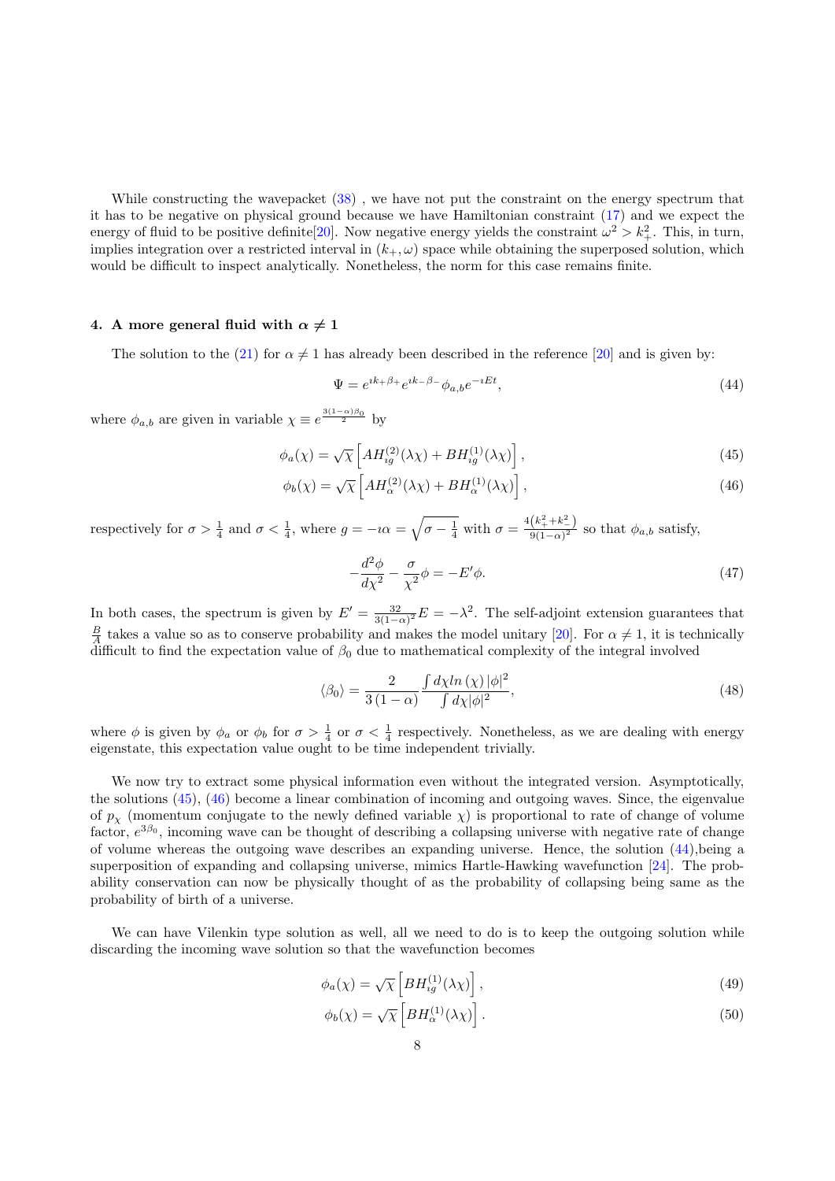While constructing the wavepacket (38) , we have not put the constraint on the energy spectrum that it has to be negative on physical ground because we have Hamiltonian constraint (17) and we expect the energy of fluid to be positive definite[20]. Now negative energy yields the constraint $\omega^2 > k_+^2$. This, in turn, implies integration over a restricted interval in $(k_+, \omega)$ space while obtaining the superposed solution, which would be difficult to inspect analytically. Nonetheless, the norm for this case remains finite.

### 4. A more general fluid with $\alpha \neq 1$

The solution to the (21) for $\alpha \neq 1$ has already been described in the reference [20] and is given by:

$$\Psi = e^{\imath k_+ \beta_+} e^{\imath k_- \beta_-} \phi_{a,b} e^{-\imath Et}, \tag{44}$$

where $\phi_{a,b}$ are given in variable $\chi \equiv e^{\frac{3(1-\alpha)\beta_0}{2}}$ by

$$\phi_a(\chi) = \sqrt{\chi}\left[AH^{(2)}_{\imath g}(\lambda\chi) + BH^{(1)}_{\imath g}(\lambda\chi)\right], \tag{45}$$

$$\phi_b(\chi) = \sqrt{\chi}\left[AH^{(2)}_{\alpha}(\lambda\chi) + BH^{(1)}_{\alpha}(\lambda\chi)\right], \tag{46}$$

respectively for $\sigma > \frac{1}{4}$ and $\sigma < \frac{1}{4}$, where $g = -\imath\alpha = \sqrt{\sigma - \frac{1}{4}}$ with $\sigma = \frac{4\left(k_+^2 + k_-^2\right)}{9(1-\alpha)^2}$ so that $\phi_{a,b}$ satisfy,

$$-\frac{d^2\phi}{d\chi^2} - \frac{\sigma}{\chi^2}\phi = -E'\phi. \tag{47}$$

In both cases, the spectrum is given by $E' = \frac{32}{3(1-\alpha)^2}E = -\lambda^2$. The self-adjoint extension guarantees that $\frac{B}{A}$ takes a value so as to conserve probability and makes the model unitary [20]. For $\alpha \neq 1$, it is technically difficult to find the expectation value of $\beta_0$ due to mathematical complexity of the integral involved

$$\langle\beta_0\rangle = \frac{2}{3\,(1-\alpha)}\frac{\int d\chi ln\,(\chi)\,|\phi|^2}{\int d\chi|\phi|^2}, \tag{48}$$

where $\phi$ is given by $\phi_a$ or $\phi_b$ for $\sigma > \frac{1}{4}$ or $\sigma < \frac{1}{4}$ respectively. Nonetheless, as we are dealing with energy eigenstate, this expectation value ought to be time independent trivially.

We now try to extract some physical information even without the integrated version. Asymptotically, the solutions (45), (46) become a linear combination of incoming and outgoing waves. Since, the eigenvalue of $p_\chi$ (momentum conjugate to the newly defined variable $\chi$) is proportional to rate of change of volume factor, $e^{3\beta_0}$, incoming wave can be thought of describing a collapsing universe with negative rate of change of volume whereas the outgoing wave describes an expanding universe. Hence, the solution (44),being a superposition of expanding and collapsing universe, mimics Hartle-Hawking wavefunction [24]. The probability conservation can now be physically thought of as the probability of collapsing being same as the probability of birth of a universe.

We can have Vilenkin type solution as well, all we need to do is to keep the outgoing solution while discarding the incoming wave solution so that the wavefunction becomes

$$\phi_a(\chi) = \sqrt{\chi}\left[BH^{(1)}_{\imath g}(\lambda\chi)\right], \tag{49}$$

$$\phi_b(\chi) = \sqrt{\chi}\left[BH^{(1)}_{\alpha}(\lambda\chi)\right]. \tag{50}$$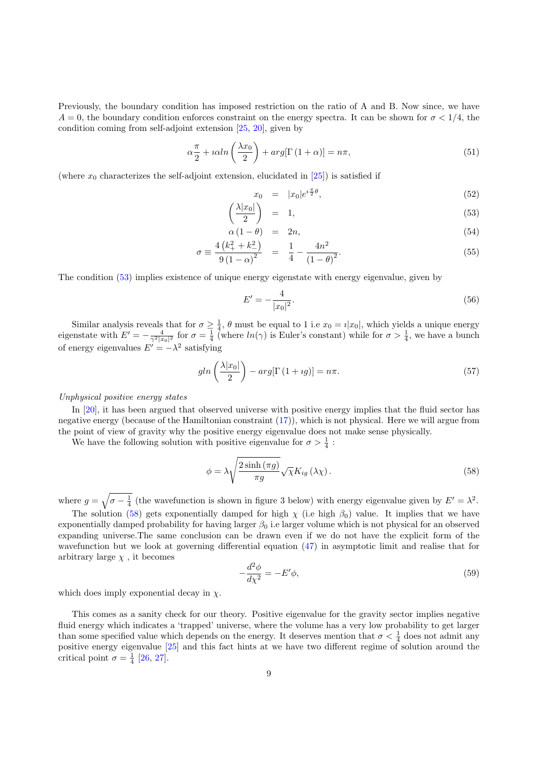Previously, the boundary condition has imposed restriction on the ratio of A and B. Now since, we have $A = 0$, the boundary condition enforces constraint on the energy spectra. It can be shown for $\sigma < 1/4$, the condition coming from self-adjoint extension [25, 20], given by

$$\alpha\frac{\pi}{2} + \imath\alpha ln\left(\frac{\lambda x_0}{2}\right) + arg[\Gamma\left(1+\alpha\right)] = n\pi, \tag{51}$$

(where $x_0$ characterizes the self-adjoint extension, elucidated in [25]) is satisfied if

$$x_0 = |x_0|e^{\imath\frac{\pi}{2}\theta}, \tag{52}$$

$$\left(\frac{\lambda|x_0|}{2}\right) = 1, \tag{53}$$

$$\alpha\left(1-\theta\right) = 2n, \tag{54}$$

$$\sigma \equiv \frac{4\left(k_+^2 + k_-^2\right)}{9\left(1-\alpha\right)^2} = \frac{1}{4} - \frac{4n^2}{\left(1-\theta\right)^2}. \tag{55}$$

The condition (53) implies existence of unique energy eigenstate with energy eigenvalue, given by

$$E' = -\frac{4}{|x_0|^2}. \tag{56}$$

Similar analysis reveals that for $\sigma \geq \frac{1}{4}$, $\theta$ must be equal to 1 i.e $x_0 = \imath|x_0|$, which yields a unique energy eigenstate with $E' = -\frac{4}{\gamma^2|x_0|^2}$ for $\sigma = \frac{1}{4}$ (where $ln(\gamma)$ is Euler's constant) while for $\sigma > \frac{1}{4}$, we have a bunch of energy eigenvalues $E' = -\lambda^2$ satisfying

$$gln\left(\frac{\lambda|x_0|}{2}\right) - arg[\Gamma\left(1+\imath g\right)] = n\pi. \tag{57}$$

*Unphysical positive energy states*

In [20], it has been argued that observed universe with positive energy implies that the fluid sector has negative energy (because of the Hamiltonian constraint (17)), which is not physical. Here we will argue from the point of view of gravity why the positive energy eigenvalue does not make sense physically.

We have the following solution with positive eigenvalue for $\sigma > \frac{1}{4}$ :

$$\phi = \lambda\sqrt{\frac{2\sinh\left(\pi g\right)}{\pi g}}\sqrt{\chi}K_{\imath g}\left(\lambda\chi\right). \tag{58}$$

where $g = \sqrt{\sigma - \frac{1}{4}}$ (the wavefunction is shown in figure 3 below) with energy eigenvalue given by $E' = \lambda^2$.

The solution (58) gets exponentially damped for high $\chi$ (i.e high $\beta_0$) value. It implies that we have exponentially damped probability for having larger $\beta_0$ i.e larger volume which is not physical for an observed expanding universe.The same conclusion can be drawn even if we do not have the explicit form of the wavefunction but we look at governing differential equation (47) in asymptotic limit and realise that for arbitrary large $\chi$ , it becomes

$$-\frac{d^2\phi}{d\chi^2} = -E'\phi, \tag{59}$$

which does imply exponential decay in $\chi$.

This comes as a sanity check for our theory. Positive eigenvalue for the gravity sector implies negative fluid energy which indicates a 'trapped' universe, where the volume has a very low probability to get larger than some specified value which depends on the energy. It deserves mention that $\sigma < \frac{1}{4}$ does not admit any positive energy eigenvalue [25] and this fact hints at we have two different regime of solution around the critical point $\sigma = \frac{1}{4}$ [26, 27].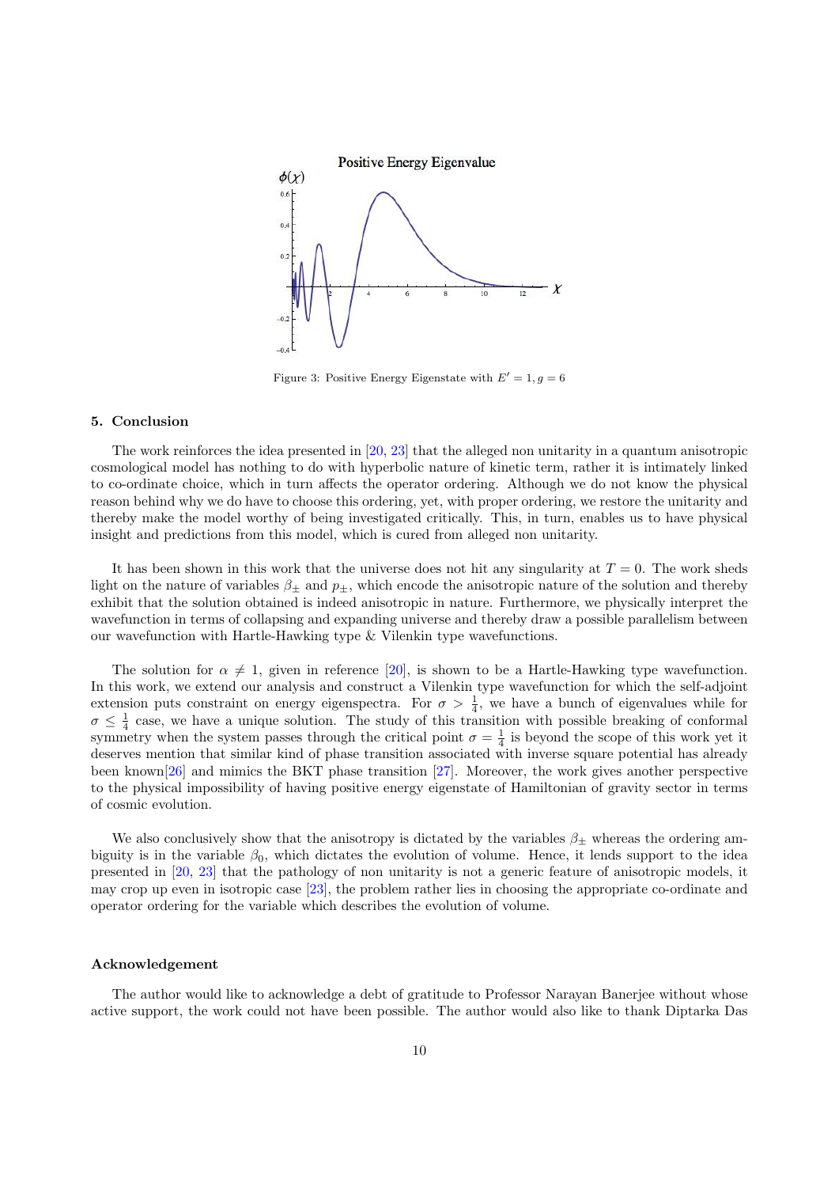Figure 3: Positive Energy Eigenstate with $E' = 1, g = 6$

## 5. Conclusion

The work reinforces the idea presented in [20, 23] that the alleged non unitarity in a quantum anisotropic cosmological model has nothing to do with hyperbolic nature of kinetic term, rather it is intimately linked to co-ordinate choice, which in turn affects the operator ordering. Although we do not know the physical reason behind why we do have to choose this ordering, yet, with proper ordering, we restore the unitarity and thereby make the model worthy of being investigated critically. This, in turn, enables us to have physical insight and predictions from this model, which is cured from alleged non unitarity.

It has been shown in this work that the universe does not hit any singularity at $T = 0$. The work sheds light on the nature of variables $\beta_{\pm}$ and $p_{\pm}$, which encode the anisotropic nature of the solution and thereby exhibit that the solution obtained is indeed anisotropic in nature. Furthermore, we physically interpret the wavefunction in terms of collapsing and expanding universe and thereby draw a possible parallelism between our wavefunction with Hartle-Hawking type & Vilenkin type wavefunctions.

The solution for $\alpha \neq 1$, given in reference [20], is shown to be a Hartle-Hawking type wavefunction. In this work, we extend our analysis and construct a Vilenkin type wavefunction for which the self-adjoint extension puts constraint on energy eigenspectra. For $\sigma > \frac{1}{4}$, we have a bunch of eigenvalues while for $\sigma \leq \frac{1}{4}$ case, we have a unique solution. The study of this transition with possible breaking of conformal symmetry when the system passes through the critical point $\sigma = \frac{1}{4}$ is beyond the scope of this work yet it deserves mention that similar kind of phase transition associated with inverse square potential has already been known[26] and mimics the BKT phase transition [27]. Moreover, the work gives another perspective to the physical impossibility of having positive energy eigenstate of Hamiltonian of gravity sector in terms of cosmic evolution.

We also conclusively show that the anisotropy is dictated by the variables $\beta_{\pm}$ whereas the ordering ambiguity is in the variable $\beta_0$, which dictates the evolution of volume. Hence, it lends support to the idea presented in [20, 23] that the pathology of non unitarity is not a generic feature of anisotropic models, it may crop up even in isotropic case [23], the problem rather lies in choosing the appropriate co-ordinate and operator ordering for the variable which describes the evolution of volume.

### Acknowledgement

The author would like to acknowledge a debt of gratitude to Professor Narayan Banerjee without whose active support, the work could not have been possible. The author would also like to thank Diptarka Das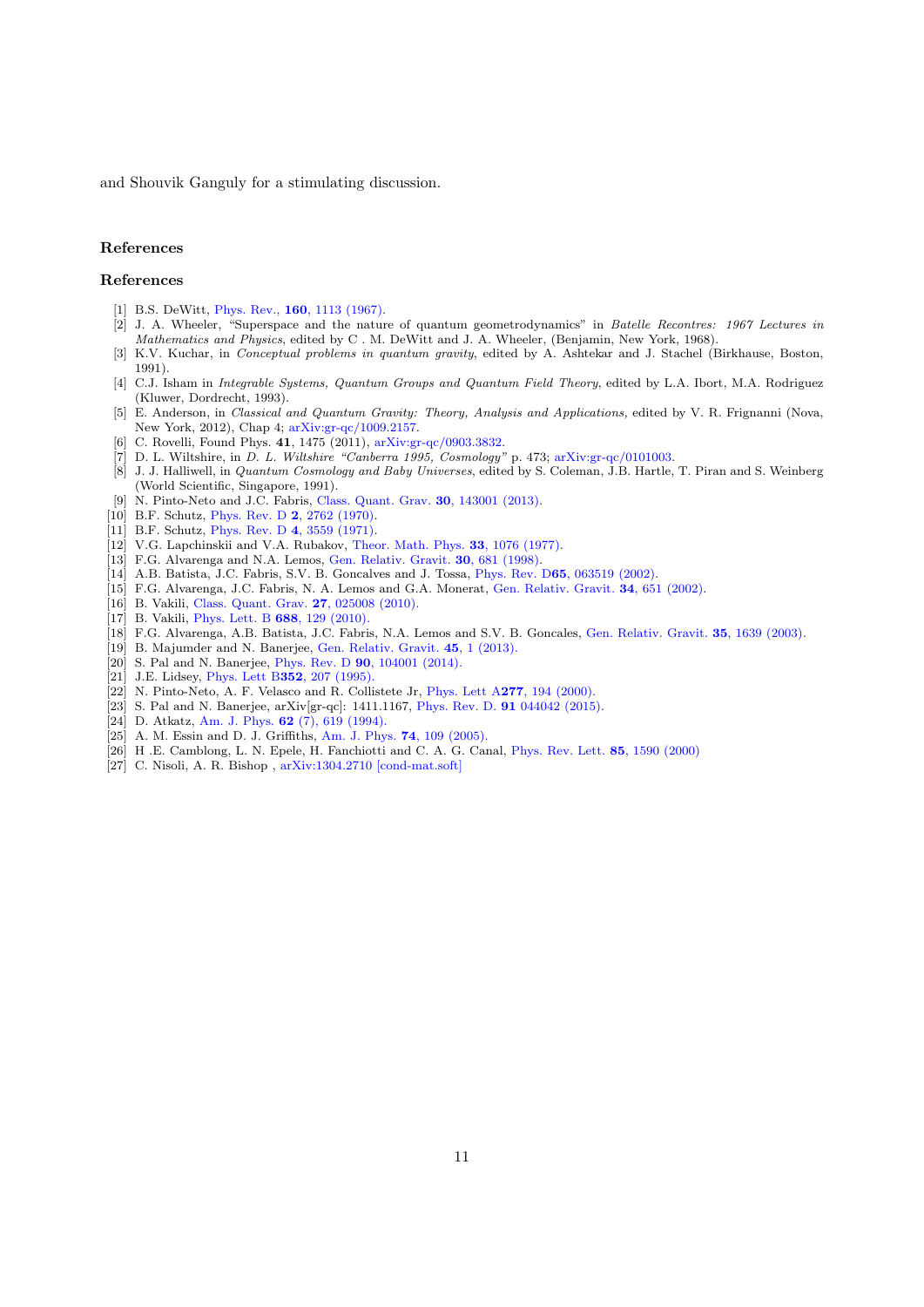and Shouvik Ganguly for a stimulating discussion.

## References

## References

[1] B.S. DeWitt, Phys. Rev., **160**, 1113 (1967).

[2] J. A. Wheeler, "Superspace and the nature of quantum geometrodynamics" in *Batelle Recontres: 1967 Lectures in Mathematics and Physics*, edited by C . M. DeWitt and J. A. Wheeler, (Benjamin, New York, 1968).

[3] K.V. Kuchar, in *Conceptual problems in quantum gravity*, edited by A. Ashtekar and J. Stachel (Birkhause, Boston, 1991).

[4] C.J. Isham in *Integrable Systems, Quantum Groups and Quantum Field Theory*, edited by L.A. Ibort, M.A. Rodriguez (Kluwer, Dordrecht, 1993).

[5] E. Anderson, in *Classical and Quantum Gravity: Theory, Analysis and Applications,* edited by V. R. Frignanni (Nova, New York, 2012), Chap 4; arXiv:gr-qc/1009.2157.

[6] C. Rovelli, Found Phys. **41**, 1475 (2011), arXiv:gr-qc/0903.3832.

[7] D. L. Wiltshire, in *D. L. Wiltshire "Canberra 1995, Cosmology"* p. 473; arXiv:gr-qc/0101003.

[8] J. J. Halliwell, in *Quantum Cosmology and Baby Universes*, edited by S. Coleman, J.B. Hartle, T. Piran and S. Weinberg (World Scientific, Singapore, 1991).

[9] N. Pinto-Neto and J.C. Fabris, Class. Quant. Grav. **30**, 143001 (2013).

[10] B.F. Schutz, Phys. Rev. D **2**, 2762 (1970).

[11] B.F. Schutz, Phys. Rev. D **4**, 3559 (1971).

[12] V.G. Lapchinskii and V.A. Rubakov, Theor. Math. Phys. **33**, 1076 (1977).

[13] F.G. Alvarenga and N.A. Lemos, Gen. Relativ. Gravit. **30**, 681 (1998).

[14] A.B. Batista, J.C. Fabris, S.V. B. Goncalves and J. Tossa, Phys. Rev. D**65**, 063519 (2002).

[15] F.G. Alvarenga, J.C. Fabris, N. A. Lemos and G.A. Monerat, Gen. Relativ. Gravit. **34**, 651 (2002).

[16] B. Vakili, Class. Quant. Grav. **27**, 025008 (2010).

[17] B. Vakili, Phys. Lett. B **688**, 129 (2010).

[18] F.G. Alvarenga, A.B. Batista, J.C. Fabris, N.A. Lemos and S.V. B. Goncales, Gen. Relativ. Gravit. **35**, 1639 (2003).

[19] B. Majumder and N. Banerjee, Gen. Relativ. Gravit. **45**, 1 (2013).

[20] S. Pal and N. Banerjee, Phys. Rev. D **90**, 104001 (2014).

[21] J.E. Lidsey, Phys. Lett B**352**, 207 (1995).

[22] N. Pinto-Neto, A. F. Velasco and R. Collistete Jr, Phys. Lett A**277**, 194 (2000).

[23] S. Pal and N. Banerjee, arXiv[gr-qc]: 1411.1167, Phys. Rev. D. **91** 044042 (2015).

[24] D. Atkatz, Am. J. Phys. **62** (7), 619 (1994).

[25] A. M. Essin and D. J. Griffiths, Am. J. Phys. **74**, 109 (2005).

[26] H .E. Camblong, L. N. Epele, H. Fanchiotti and C. A. G. Canal, Phys. Rev. Lett. **85**, 1590 (2000)

[27] C. Nisoli, A. R. Bishop , arXiv:1304.2710 [cond-mat.soft]